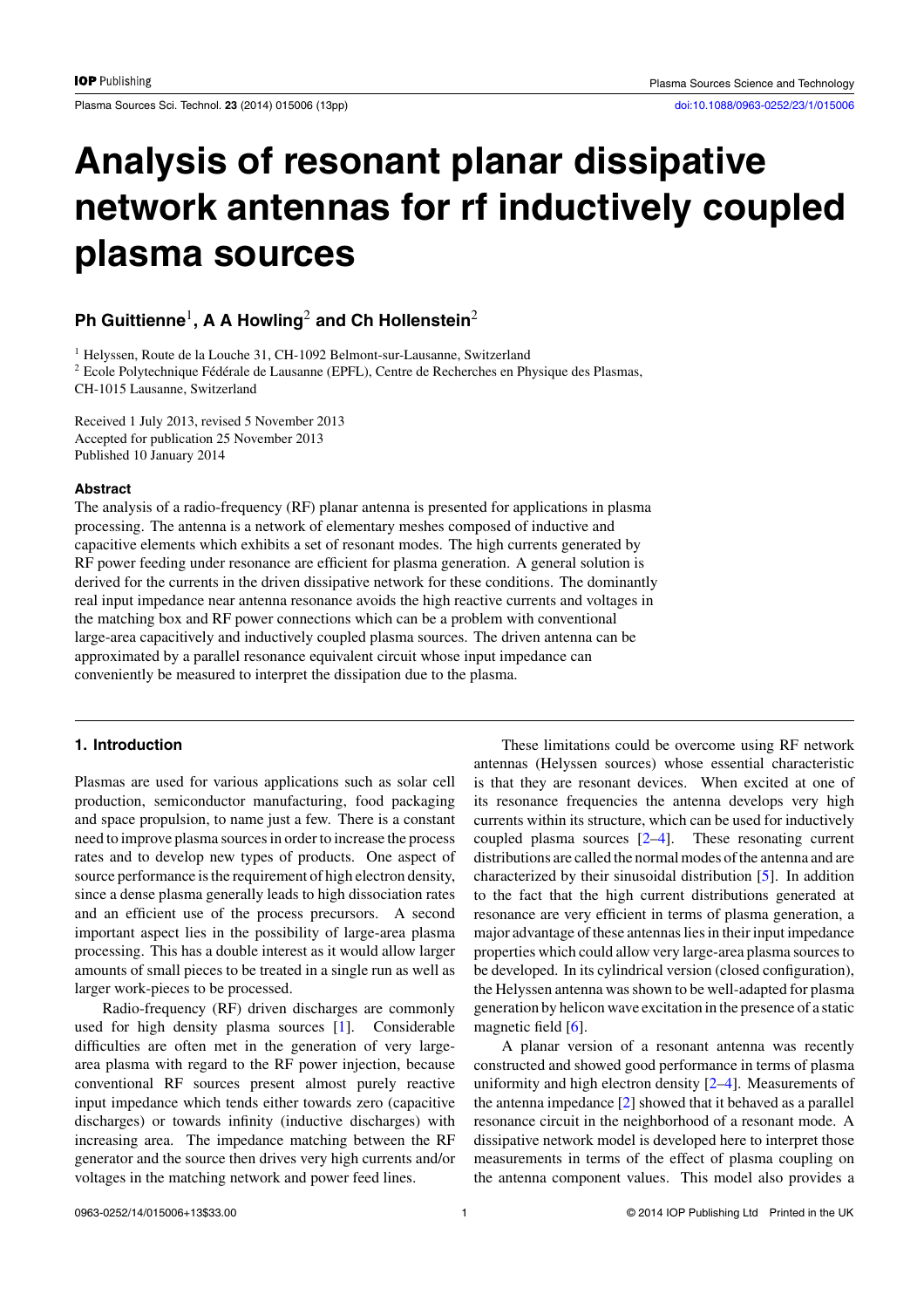# Analysis of resonant planar dissipative network antennas for rf inductively coupled plasma sources

**Ph Guittienne**[1], **A A Howling**[2] **and Ch Hollenstein**[2]

[1] Helyssen, Route de la Louche 31, CH-1092 Belmont-sur-Lausanne, Switzerland
[2] Ecole Polytechnique Fédérale de Lausanne (EPFL), Centre de Recherches en Physique des Plasmas, CH-1015 Lausanne, Switzerland

Received 1 July 2013, revised 5 November 2013
Accepted for publication 25 November 2013
Published 10 January 2014

### Abstract

The analysis of a radio-frequency (RF) planar antenna is presented for applications in plasma processing. The antenna is a network of elementary meshes composed of inductive and capacitive elements which exhibits a set of resonant modes. The high currents generated by RF power feeding under resonance are efficient for plasma generation. A general solution is derived for the currents in the driven dissipative network for these conditions. The dominantly real input impedance near antenna resonance avoids the high reactive currents and voltages in the matching box and RF power connections which can be a problem with conventional large-area capacitively and inductively coupled plasma sources. The driven antenna can be approximated by a parallel resonance equivalent circuit whose input impedance can conveniently be measured to interpret the dissipation due to the plasma.

## 1. Introduction

Plasmas are used for various applications such as solar cell production, semiconductor manufacturing, food packaging and space propulsion, to name just a few. There is a constant need to improve plasma sources in order to increase the process rates and to develop new types of products. One aspect of source performance is the requirement of high electron density, since a dense plasma generally leads to high dissociation rates and an efficient use of the process precursors. A second important aspect lies in the possibility of large-area plasma processing. This has a double interest as it would allow larger amounts of small pieces to be treated in a single run as well as larger work-pieces to be processed.

Radio-frequency (RF) driven discharges are commonly used for high density plasma sources [1]. Considerable difficulties are often met in the generation of very large-area plasma with regard to the RF power injection, because conventional RF sources present almost purely reactive input impedance which tends either towards zero (capacitive discharges) or towards infinity (inductive discharges) with increasing area. The impedance matching between the RF generator and the source then drives very high currents and/or voltages in the matching network and power feed lines.

These limitations could be overcome using RF network antennas (Helyssen sources) whose essential characteristic is that they are resonant devices. When excited at one of its resonance frequencies the antenna develops very high currents within its structure, which can be used for inductively coupled plasma sources [2–4]. These resonating current distributions are called the normal modes of the antenna and are characterized by their sinusoidal distribution [5]. In addition to the fact that the high current distributions generated at resonance are very efficient in terms of plasma generation, a major advantage of these antennas lies in their input impedance properties which could allow very large-area plasma sources to be developed. In its cylindrical version (closed configuration), the Helyssen antenna was shown to be well-adapted for plasma generation by helicon wave excitation in the presence of a static magnetic field [6].

A planar version of a resonant antenna was recently constructed and showed good performance in terms of plasma uniformity and high electron density [2–4]. Measurements of the antenna impedance [2] showed that it behaved as a parallel resonance circuit in the neighborhood of a resonant mode. A dissipative network model is developed here to interpret those measurements in terms of the effect of plasma coupling on the antenna component values. This model also provides a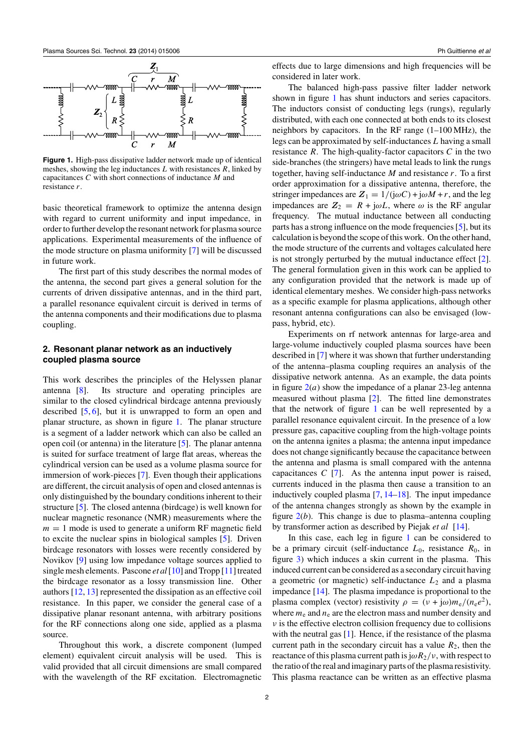**Figure 1.** High-pass dissipative ladder network made up of identical meshes, showing the leg inductances $L$ with resistances $R$, linked by capacitances $C$ with short connections of inductance $M$ and resistance $r$.

basic theoretical framework to optimize the antenna design with regard to current uniformity and input impedance, in order to further develop the resonant network for plasma source applications. Experimental measurements of the influence of the mode structure on plasma uniformity [7] will be discussed in future work.

The first part of this study describes the normal modes of the antenna, the second part gives a general solution for the currents of driven dissipative antennas, and in the third part, a parallel resonance equivalent circuit is derived in terms of the antenna components and their modifications due to plasma coupling.

## 2. Resonant planar network as an inductively coupled plasma source

This work describes the principles of the Helyssen planar antenna [8]. Its structure and operating principles are similar to the closed cylindrical birdcage antenna previously described [5, 6], but it is unwrapped to form an open and planar structure, as shown in figure 1. The planar structure is a segment of a ladder network which can also be called an open coil (or antenna) in the literature [5]. The planar antenna is suited for surface treatment of large flat areas, whereas the cylindrical version can be used as a volume plasma source for immersion of work-pieces [7]. Even though their applications are different, the circuit analysis of open and closed antennas is only distinguished by the boundary conditions inherent to their structure [5]. The closed antenna (birdcage) is well known for nuclear magnetic resonance (NMR) measurements where the $m = 1$ mode is used to generate a uniform RF magnetic field to excite the nuclear spins in biological samples [5]. Driven birdcage resonators with losses were recently considered by Novikov [9] using low impedance voltage sources applied to single mesh elements. Pascone *et al* [10] and Tropp [11] treated the birdcage resonator as a lossy transmission line. Other authors [12, 13] represented the dissipation as an effective coil resistance. In this paper, we consider the general case of a dissipative planar resonant antenna, with arbitrary positions for the RF connections along one side, applied as a plasma source.

Throughout this work, a discrete component (lumped element) equivalent circuit analysis will be used. This is valid provided that all circuit dimensions are small compared with the wavelength of the RF excitation. Electromagnetic effects due to large dimensions and high frequencies will be considered in later work.

The balanced high-pass passive filter ladder network shown in figure 1 has shunt inductors and series capacitors. The inductors consist of conducting legs (rungs), regularly distributed, with each one connected at both ends to its closest neighbors by capacitors. In the RF range (1–100 MHz), the legs can be approximated by self-inductances $L$ having a small resistance $R$. The high-quality-factor capacitors $C$ in the two side-branches (the stringers) have metal leads to link the rungs together, having self-inductance $M$ and resistance $r$. To a first order approximation for a dissipative antenna, therefore, the stringer impedances are $\boldsymbol{Z}_1 = 1/(\mathrm{j}\omega C) + \mathrm{j}\omega M + r$, and the leg impedances are $\boldsymbol{Z}_2 = R + \mathrm{j}\omega L$, where $\omega$ is the RF angular frequency. The mutual inductance between all conducting parts has a strong influence on the mode frequencies [5], but its calculation is beyond the scope of this work. On the other hand, the mode structure of the currents and voltages calculated here is not strongly perturbed by the mutual inductance effect [2]. The general formulation given in this work can be applied to any configuration provided that the network is made up of identical elementary meshes. We consider high-pass networks as a specific example for plasma applications, although other resonant antenna configurations can also be envisaged (low-pass, hybrid, etc).

Experiments on rf network antennas for large-area and large-volume inductively coupled plasma sources have been described in [7] where it was shown that further understanding of the antenna–plasma coupling requires an analysis of the dissipative network antenna. As an example, the data points in figure 2(*a*) show the impedance of a planar 23-leg antenna measured without plasma [2]. The fitted line demonstrates that the network of figure 1 can be well represented by a parallel resonance equivalent circuit. In the presence of a low pressure gas, capacitive coupling from the high-voltage points on the antenna ignites a plasma; the antenna input impedance does not change significantly because the capacitance between the antenna and plasma is small compared with the antenna capacitances $C$ [7]. As the antenna input power is raised, currents induced in the plasma then cause a transition to an inductively coupled plasma [7, 14–18]. The input impedance of the antenna changes strongly as shown by the example in figure 2(*b*). This change is due to plasma–antenna coupling by transformer action as described by Piejak *et al* [14].

In this case, each leg in figure 1 can be considered to be a primary circuit (self-inductance $L_0$, resistance $R_0$, in figure 3) which induces a skin current in the plasma. This induced current can be considered as a secondary circuit having a geometric (or magnetic) self-inductance $L_2$ and a plasma impedance [14]. The plasma impedance is proportional to the plasma complex (vector) resistivity $\rho = (\nu + \mathrm{j}\omega)m_\mathrm{e}/(n_\mathrm{e}e^2)$, where $m_\mathrm{e}$ and $n_\mathrm{e}$ are the electron mass and number density and $\nu$ is the effective electron collision frequency due to collisions with the neutral gas [1]. Hence, if the resistance of the plasma current path in the secondary circuit has a value $R_2$, then the reactance of this plasma current path is $\mathrm{j}\omega R_2/\nu$, with respect to the ratio of the real and imaginary parts of the plasma resistivity. This plasma reactance can be written as an effective plasma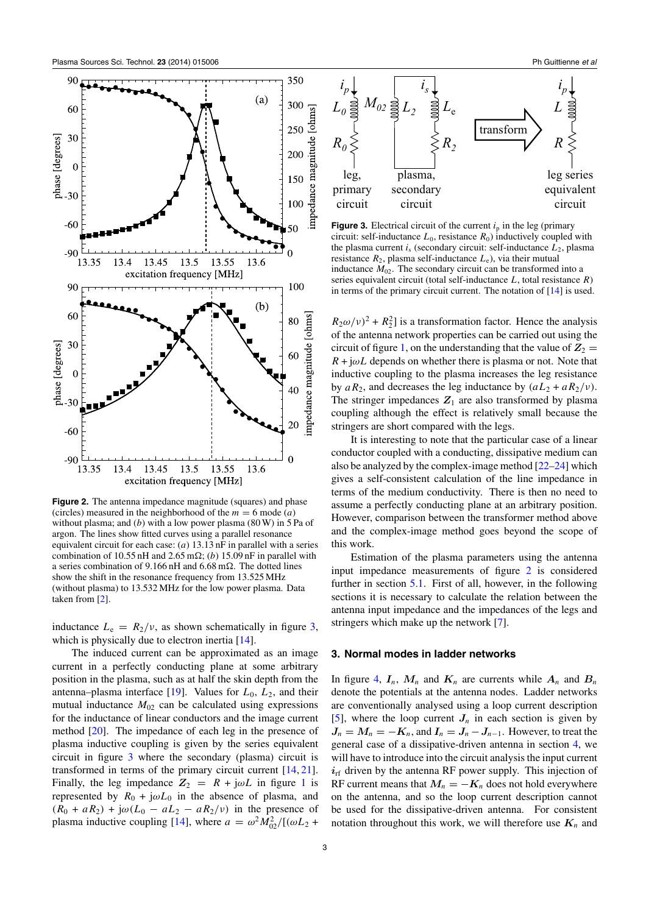**Figure 2.** The antenna impedance magnitude (squares) and phase (circles) measured in the neighborhood of the $m = 6$ mode (*a*) without plasma; and (*b*) with a low power plasma (80 W) in 5 Pa of argon. The lines show fitted curves using a parallel resonance equivalent circuit for each case: (*a*) 13.13 nF in parallel with a series combination of 10.55 nH and 2.65 mΩ; (*b*) 15.09 nF in parallel with a series combination of 9.166 nH and 6.68 mΩ. The dotted lines show the shift in the resonance frequency from 13.525 MHz (without plasma) to 13.532 MHz for the low power plasma. Data taken from [2].

inductance $L_e = R_2/\nu$, as shown schematically in figure 3, which is physically due to electron inertia [14].

The induced current can be approximated as an image current in a perfectly conducting plane at some arbitrary position in the plasma, such as at half the skin depth from the antenna–plasma interface [19]. Values for $L_0$, $L_2$, and their mutual inductance $M_{02}$ can be calculated using expressions for the inductance of linear conductors and the image current method [20]. The impedance of each leg in the presence of plasma inductive coupling is given by the series equivalent circuit in figure 3 where the secondary (plasma) circuit is transformed in terms of the primary circuit current [14, 21]. Finally, the leg impedance $\boldsymbol{Z}_2 = R + \mathrm{j}\omega L$ in figure 1 is represented by $R_0 + \mathrm{j}\omega L_0$ in the absence of plasma, and $(R_0 + aR_2) + \mathrm{j}\omega(L_0 - aL_2 - aR_2/\nu)$ in the presence of plasma inductive coupling [14], where $a = \omega^2 M_{02}^2/[(\omega L_2 + R_2\omega/\nu)^2 + R_2^2]$ is a transformation factor. Hence the analysis of the antenna network properties can be carried out using the circuit of figure 1, on the understanding that the value of $\boldsymbol{Z}_2 = R + \mathrm{j}\omega L$ depends on whether there is plasma or not. Note that inductive coupling to the plasma increases the leg resistance by $aR_2$, and decreases the leg inductance by $(aL_2 + aR_2/\nu)$. The stringer impedances $\boldsymbol{Z}_1$ are also transformed by plasma coupling although the effect is relatively small because the stringers are short compared with the legs.

**Figure 3.** Electrical circuit of the current $i_p$ in the leg (primary circuit: self-inductance $L_0$, resistance $R_0$) inductively coupled with the plasma current $i_s$ (secondary circuit: self-inductance $L_2$, plasma resistance $R_2$, plasma self-inductance $L_e$), via their mutual inductance $M_{02}$. The secondary circuit can be transformed into a series equivalent circuit (total self-inductance $L$, total resistance $R$) in terms of the primary circuit current. The notation of [14] is used.

It is interesting to note that the particular case of a linear conductor coupled with a conducting, dissipative medium can also be analyzed by the complex-image method [22–24] which gives a self-consistent calculation of the line impedance in terms of the medium conductivity. There is then no need to assume a perfectly conducting plane at an arbitrary position. However, comparison between the transformer method above and the complex-image method goes beyond the scope of this work.

Estimation of the plasma parameters using the antenna input impedance measurements of figure 2 is considered further in section 5.1. First of all, however, in the following sections it is necessary to calculate the relation between the antenna input impedance and the impedances of the legs and stringers which make up the network [7].

## 3. Normal modes in ladder networks

In figure 4, $\boldsymbol{I}_n$, $\boldsymbol{M}_n$ and $\boldsymbol{K}_n$ are currents while $\boldsymbol{A}_n$ and $\boldsymbol{B}_n$ denote the potentials at the antenna nodes. Ladder networks are conventionally analysed using a loop current description [5], where the loop current $\boldsymbol{J}_n$ in each section is given by $\boldsymbol{J}_n = \boldsymbol{M}_n = -\boldsymbol{K}_n$, and $\boldsymbol{I}_n = \boldsymbol{J}_n - \boldsymbol{J}_{n-1}$. However, to treat the general case of a dissipative-driven antenna in section 4, we will have to introduce into the circuit analysis the input current $\boldsymbol{i}_{\mathrm{rf}}$ driven by the antenna RF power supply. This injection of RF current means that $\boldsymbol{M}_n = -\boldsymbol{K}_n$ does not hold everywhere on the antenna, and so the loop current description cannot be used for the dissipative-driven antenna. For consistent notation throughout this work, we will therefore use $\boldsymbol{K}_n$ and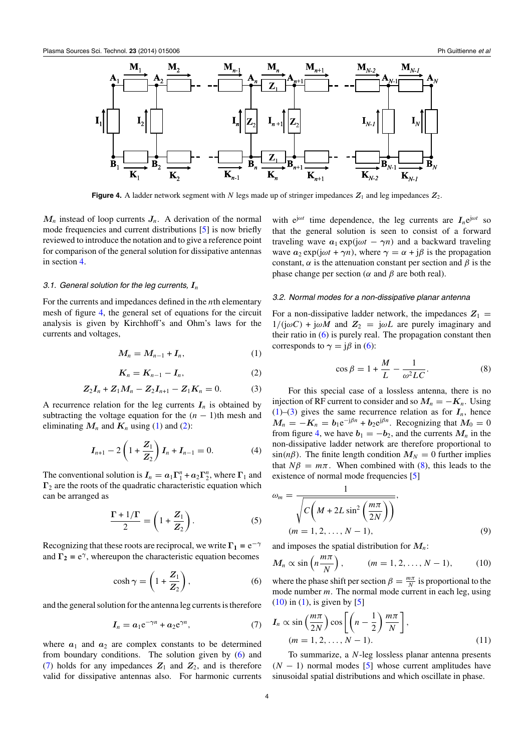**Figure 4.** A ladder network segment with $N$ legs made up of stringer impedances $\boldsymbol{Z}_1$ and leg impedances $\boldsymbol{Z}_2$.

$\boldsymbol{M}_n$ instead of loop currents $\boldsymbol{J}_n$. A derivation of the normal mode frequencies and current distributions [5] is now briefly reviewed to introduce the notation and to give a reference point for comparison of the general solution for dissipative antennas in section 4.

### 3.1. General solution for the leg currents, $\boldsymbol{I}_n$

For the currents and impedances defined in the $n$th elementary mesh of figure 4, the general set of equations for the circuit analysis is given by Kirchhoff's and Ohm's laws for the currents and voltages,

$$\boldsymbol{M}_n = \boldsymbol{M}_{n-1} + \boldsymbol{I}_n, \tag{1}$$

$$\boldsymbol{K}_n = \boldsymbol{K}_{n-1} - \boldsymbol{I}_n, \tag{2}$$

$$\boldsymbol{Z}_2\boldsymbol{I}_n + \boldsymbol{Z}_1\boldsymbol{M}_n - \boldsymbol{Z}_2\boldsymbol{I}_{n+1} - \boldsymbol{Z}_1\boldsymbol{K}_n = 0. \tag{3}$$

A recurrence relation for the leg currents $\boldsymbol{I}_n$ is obtained by subtracting the voltage equation for the $(n-1)$th mesh and eliminating $\boldsymbol{M}_n$ and $\boldsymbol{K}_n$ using (1) and (2):

$$\boldsymbol{I}_{n+1} - 2\left(1 + \frac{\boldsymbol{Z}_1}{\boldsymbol{Z}_2}\right)\boldsymbol{I}_n + \boldsymbol{I}_{n-1} = 0. \tag{4}$$

The conventional solution is $\boldsymbol{I}_n = \boldsymbol{a}_1\boldsymbol{\Gamma}_1^n + \boldsymbol{a}_2\boldsymbol{\Gamma}_2^n$, where $\boldsymbol{\Gamma}_1$ and $\boldsymbol{\Gamma}_2$ are the roots of the quadratic characteristic equation which can be arranged as

$$\frac{\boldsymbol{\Gamma} + 1/\boldsymbol{\Gamma}}{2} = \left(1 + \frac{\boldsymbol{Z}_1}{\boldsymbol{Z}_2}\right). \tag{5}$$

Recognizing that these roots are reciprocal, we write $\boldsymbol{\Gamma}_1 = \mathrm{e}^{-\gamma}$ and $\boldsymbol{\Gamma}_2 = \mathrm{e}^{\gamma}$, whereupon the characteristic equation becomes

$$\cosh\gamma = \left(1 + \frac{\boldsymbol{Z}_1}{\boldsymbol{Z}_2}\right), \tag{6}$$

and the general solution for the antenna leg currents is therefore

$$\boldsymbol{I}_n = \boldsymbol{a}_1\mathrm{e}^{-\gamma n} + \boldsymbol{a}_2\mathrm{e}^{\gamma n}, \tag{7}$$

where $\boldsymbol{a}_1$ and $\boldsymbol{a}_2$ are complex constants to be determined from boundary conditions. The solution given by (6) and (7) holds for any impedances $\boldsymbol{Z}_1$ and $\boldsymbol{Z}_2$, and is therefore valid for dissipative antennas also. For harmonic currents with $\mathrm{e}^{\mathrm{j}\omega t}$ time dependence, the leg currents are $\boldsymbol{I}_n\mathrm{e}^{\mathrm{j}\omega t}$ so that the general solution is seen to consist of a forward traveling wave $\boldsymbol{a}_1\exp(\mathrm{j}\omega t - \gamma n)$ and a backward traveling wave $\boldsymbol{a}_2\exp(\mathrm{j}\omega t + \gamma n)$, where $\gamma = \alpha + \mathrm{j}\beta$ is the propagation constant, $\alpha$ is the attenuation constant per section and $\beta$ is the phase change per section ($\alpha$ and $\beta$ are both real).

### 3.2. Normal modes for a non-dissipative planar antenna

For a non-dissipative ladder network, the impedances $\boldsymbol{Z}_1 = 1/(\mathrm{j}\omega C) + \mathrm{j}\omega M$ and $\boldsymbol{Z}_2 = \mathrm{j}\omega L$ are purely imaginary and their ratio in (6) is purely real. The propagation constant then corresponds to $\gamma = \mathrm{j}\beta$ in (6):

$$\cos\beta = 1 + \frac{M}{L} - \frac{1}{\omega^2 LC}. \tag{8}$$

For this special case of a lossless antenna, there is no injection of RF current to consider and so $\boldsymbol{M}_n = -\boldsymbol{K}_n$. Using (1)–(3) gives the same recurrence relation as for $\boldsymbol{I}_n$, hence $\boldsymbol{M}_n = -\boldsymbol{K}_n = \boldsymbol{b}_1\mathrm{e}^{-\mathrm{j}\beta n} + \boldsymbol{b}_2\mathrm{e}^{\mathrm{j}\beta n}$. Recognizing that $\boldsymbol{M}_0 = 0$ from figure 4, we have $\boldsymbol{b}_1 = -\boldsymbol{b}_2$, and the currents $\boldsymbol{M}_n$ in the non-dissipative ladder network are therefore proportional to $\sin(n\beta)$. The finite length condition $\boldsymbol{M}_N = 0$ further implies that $N\beta = m\pi$. When combined with (8), this leads to the existence of normal mode frequencies [5]

$$\omega_m = \frac{1}{\sqrt{C\left(M + 2L\sin^2\left(\dfrac{m\pi}{2N}\right)\right)}}, \quad (m = 1, 2, \ldots, N-1), \tag{9}$$

and imposes the spatial distribution for $\boldsymbol{M}_n$:

$$\boldsymbol{M}_n \propto \sin\left(n\frac{m\pi}{N}\right), \qquad (m = 1, 2, \ldots, N-1), \tag{10}$$

where the phase shift per section $\beta = \frac{m\pi}{N}$ is proportional to the mode number $m$. The normal mode current in each leg, using (10) in (1), is given by [5]

$$\boldsymbol{I}_n \propto \sin\left(\frac{m\pi}{2N}\right)\cos\left[\left(n - \frac{1}{2}\right)\frac{m\pi}{N}\right], \quad (m = 1, 2, \ldots, N-1). \tag{11}$$

To summarize, a $N$-leg lossless planar antenna presents $(N-1)$ normal modes [5] whose current amplitudes have sinusoidal spatial distributions and which oscillate in phase.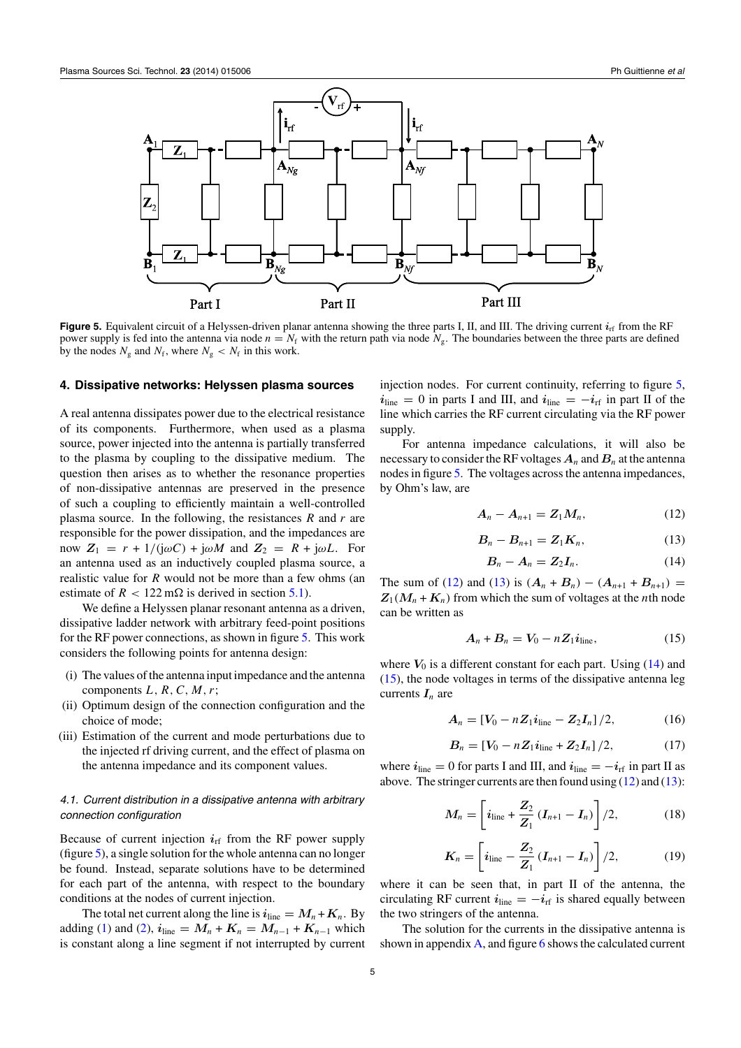**Figure 5.** Equivalent circuit of a Helyssen-driven planar antenna showing the three parts I, II, and III. The driving current $\boldsymbol{i}_{\mathrm{rf}}$ from the RF power supply is fed into the antenna via node $n = N_{\mathrm{f}}$ with the return path via node $N_{\mathrm{g}}$. The boundaries between the three parts are defined by the nodes $N_{\mathrm{g}}$ and $N_{\mathrm{f}}$, where $N_{\mathrm{g}} < N_{\mathrm{f}}$ in this work.

## 4. Dissipative networks: Helyssen plasma sources

A real antenna dissipates power due to the electrical resistance of its components. Furthermore, when used as a plasma source, power injected into the antenna is partially transferred to the plasma by coupling to the dissipative medium. The question then arises as to whether the resonance properties of non-dissipative antennas are preserved in the presence of such a coupling to efficiently maintain a well-controlled plasma source. In the following, the resistances $R$ and $r$ are responsible for the power dissipation, and the impedances are now $\boldsymbol{Z}_1 = r + 1/(\mathrm{j}\omega C) + \mathrm{j}\omega M$ and $\boldsymbol{Z}_2 = R + \mathrm{j}\omega L$. For an antenna used as an inductively coupled plasma source, a realistic value for $R$ would not be more than a few ohms (an estimate of $R < 122\,\mathrm{m}\Omega$ is derived in section 5.1).

We define a Helyssen planar resonant antenna as a driven, dissipative ladder network with arbitrary feed-point positions for the RF power connections, as shown in figure 5. This work considers the following points for antenna design:

(i) The values of the antenna input impedance and the antenna components $L$, $R$, $C$, $M$, $r$;
(ii) Optimum design of the connection configuration and the choice of mode;
(iii) Estimation of the current and mode perturbations due to the injected rf driving current, and the effect of plasma on the antenna impedance and its component values.

### 4.1. Current distribution in a dissipative antenna with arbitrary connection configuration

Because of current injection $\boldsymbol{i}_{\mathrm{rf}}$ from the RF power supply (figure 5), a single solution for the whole antenna can no longer be found. Instead, separate solutions have to be determined for each part of the antenna, with respect to the boundary conditions at the nodes of current injection.

The total net current along the line is $\boldsymbol{i}_{\mathrm{line}} = \boldsymbol{M}_n + \boldsymbol{K}_n$. By adding (1) and (2), $\boldsymbol{i}_{\mathrm{line}} = \boldsymbol{M}_n + \boldsymbol{K}_n = \boldsymbol{M}_{n-1} + \boldsymbol{K}_{n-1}$ which is constant along a line segment if not interrupted by current injection nodes. For current continuity, referring to figure 5, $\boldsymbol{i}_{\mathrm{line}} = 0$ in parts I and III, and $\boldsymbol{i}_{\mathrm{line}} = -\boldsymbol{i}_{\mathrm{rf}}$ in part II of the line which carries the RF current circulating via the RF power supply.

For antenna impedance calculations, it will also be necessary to consider the RF voltages $\boldsymbol{A}_n$ and $\boldsymbol{B}_n$ at the antenna nodes in figure 5. The voltages across the antenna impedances, by Ohm's law, are

$$\boldsymbol{A}_n - \boldsymbol{A}_{n+1} = \boldsymbol{Z}_1 \boldsymbol{M}_n, \tag{12}$$

$$\boldsymbol{B}_n - \boldsymbol{B}_{n+1} = \boldsymbol{Z}_1 \boldsymbol{K}_n, \tag{13}$$

$$\boldsymbol{B}_n - \boldsymbol{A}_n = \boldsymbol{Z}_2 \boldsymbol{I}_n. \tag{14}$$

The sum of (12) and (13) is $(\boldsymbol{A}_n + \boldsymbol{B}_n) - (\boldsymbol{A}_{n+1} + \boldsymbol{B}_{n+1}) = \boldsymbol{Z}_1(\boldsymbol{M}_n + \boldsymbol{K}_n)$ from which the sum of voltages at the $n$th node can be written as

$$\boldsymbol{A}_n + \boldsymbol{B}_n = \boldsymbol{V}_0 - n\boldsymbol{Z}_1 \boldsymbol{i}_{\mathrm{line}}, \tag{15}$$

where $\boldsymbol{V}_0$ is a different constant for each part. Using (14) and (15), the node voltages in terms of the dissipative antenna leg currents $\boldsymbol{I}_n$ are

$$\boldsymbol{A}_n = [\boldsymbol{V}_0 - n\boldsymbol{Z}_1 \boldsymbol{i}_{\mathrm{line}} - \boldsymbol{Z}_2 \boldsymbol{I}_n]/2, \tag{16}$$

$$\boldsymbol{B}_n = [\boldsymbol{V}_0 - n\boldsymbol{Z}_1 \boldsymbol{i}_{\mathrm{line}} + \boldsymbol{Z}_2 \boldsymbol{I}_n]/2, \tag{17}$$

where $\boldsymbol{i}_{\mathrm{line}} = 0$ for parts I and III, and $\boldsymbol{i}_{\mathrm{line}} = -\boldsymbol{i}_{\mathrm{rf}}$ in part II as above. The stringer currents are then found using (12) and (13):

$$\boldsymbol{M}_n = \left[\boldsymbol{i}_{\mathrm{line}} + \frac{\boldsymbol{Z}_2}{\boldsymbol{Z}_1}(\boldsymbol{I}_{n+1} - \boldsymbol{I}_n)\right]/2, \tag{18}$$

$$\boldsymbol{K}_n = \left[\boldsymbol{i}_{\mathrm{line}} - \frac{\boldsymbol{Z}_2}{\boldsymbol{Z}_1}(\boldsymbol{I}_{n+1} - \boldsymbol{I}_n)\right]/2, \tag{19}$$

where it can be seen that, in part II of the antenna, the circulating RF current $\boldsymbol{i}_{\mathrm{line}} = -\boldsymbol{i}_{\mathrm{rf}}$ is shared equally between the two stringers of the antenna.

The solution for the currents in the dissipative antenna is shown in appendix A, and figure 6 shows the calculated current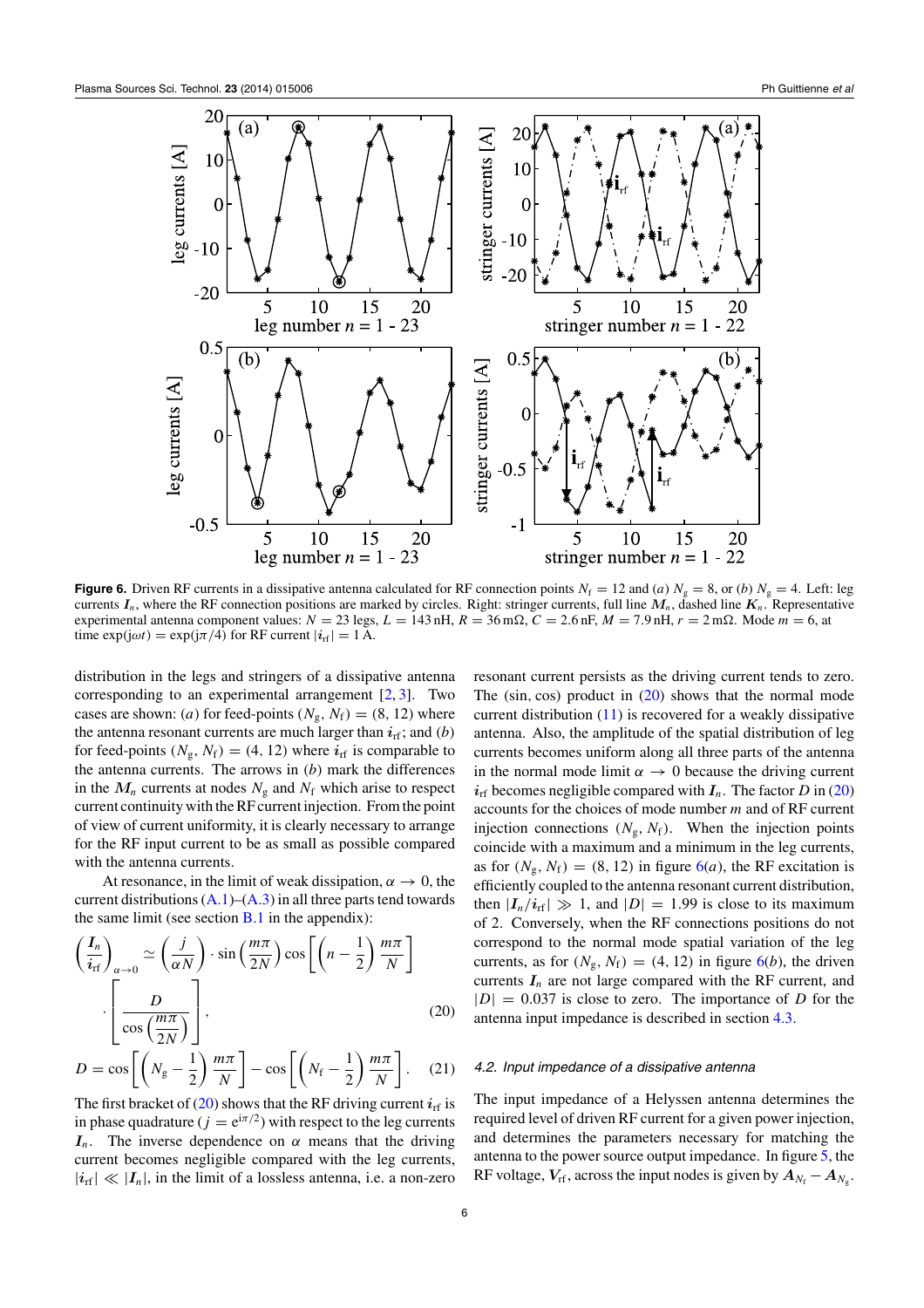**Figure 6.** Driven RF currents in a dissipative antenna calculated for RF connection points $N_f = 12$ and (*a*) $N_g = 8$, or (*b*) $N_g = 4$. Left: leg currents $\boldsymbol{I}_n$, where the RF connection positions are marked by circles. Right: stringer currents, full line $\boldsymbol{M}_n$, dashed line $\boldsymbol{K}_n$. Representative experimental antenna component values: $N = 23$ legs, $L = 143$ nH, $R = 36$ m$\Omega$, $C = 2.6$ nF, $M = 7.9$ nH, $r = 2$ m$\Omega$. Mode $m = 6$, at time $\exp(j\omega t) = \exp(j\pi/4)$ for RF current $|\boldsymbol{i}_{\text{rf}}| = 1$ A.

distribution in the legs and stringers of a dissipative antenna corresponding to an experimental arrangement [2, 3]. Two cases are shown: (*a*) for feed-points $(N_g, N_f) = (8, 12)$ where the antenna resonant currents are much larger than $\boldsymbol{i}_{\text{rf}}$; and (*b*) for feed-points $(N_g, N_f) = (4, 12)$ where $\boldsymbol{i}_{\text{rf}}$ is comparable to the antenna currents. The arrows in (*b*) mark the differences in the $\boldsymbol{M}_n$ currents at nodes $N_g$ and $N_f$ which arise to respect current continuity with the RF current injection. From the point of view of current uniformity, it is clearly necessary to arrange for the RF input current to be as small as possible compared with the antenna currents.

At resonance, in the limit of weak dissipation, $\alpha \to 0$, the current distributions (A.1)–(A.3) in all three parts tend towards the same limit (see section B.1 in the appendix):

$$\left(\frac{\boldsymbol{I}_n}{\boldsymbol{i}_{\text{rf}}}\right)_{\alpha\to 0} \simeq \left(\frac{j}{\alpha N}\right) \cdot \sin\left(\frac{m\pi}{2N}\right) \cos\left[\left(n - \frac{1}{2}\right)\frac{m\pi}{N}\right] \cdot \left[\frac{D}{\cos\left(\frac{m\pi}{2N}\right)}\right], \tag{20}$$

$$D = \cos\left[\left(N_g - \frac{1}{2}\right)\frac{m\pi}{N}\right] - \cos\left[\left(N_f - \frac{1}{2}\right)\frac{m\pi}{N}\right]. \tag{21}$$

The first bracket of (20) shows that the RF driving current $\boldsymbol{i}_{\text{rf}}$ is in phase quadrature ($j = e^{i\pi/2}$) with respect to the leg currents $\boldsymbol{I}_n$. The inverse dependence on $\alpha$ means that the driving current becomes negligible compared with the leg currents, $|\boldsymbol{i}_{\text{rf}}| \ll |\boldsymbol{I}_n|$, in the limit of a lossless antenna, i.e. a non-zero resonant current persists as the driving current tends to zero. The (sin, cos) product in (20) shows that the normal mode current distribution (11) is recovered for a weakly dissipative antenna. Also, the amplitude of the spatial distribution of leg currents becomes uniform along all three parts of the antenna in the normal mode limit $\alpha \to 0$ because the driving current $\boldsymbol{i}_{\text{rf}}$ becomes negligible compared with $\boldsymbol{I}_n$. The factor $D$ in (20) accounts for the choices of mode number $m$ and of RF current injection connections $(N_g, N_f)$. When the injection points coincide with a maximum and a minimum in the leg currents, as for $(N_g, N_f) = (8, 12)$ in figure 6(*a*), the RF excitation is efficiently coupled to the antenna resonant current distribution, then $|\boldsymbol{I}_n/\boldsymbol{i}_{\text{rf}}| \gg 1$, and $|D| = 1.99$ is close to its maximum of 2. Conversely, when the RF connections positions do not correspond to the normal mode spatial variation of the leg currents, as for $(N_g, N_f) = (4, 12)$ in figure 6(*b*), the driven currents $\boldsymbol{I}_n$ are not large compared with the RF current, and $|D| = 0.037$ is close to zero. The importance of $D$ for the antenna input impedance is described in section 4.3.

### 4.2. Input impedance of a dissipative antenna

The input impedance of a Helyssen antenna determines the required level of driven RF current for a given power injection, and determines the parameters necessary for matching the antenna to the power source output impedance. In figure 5, the RF voltage, $\boldsymbol{V}_{\text{rf}}$, across the input nodes is given by $\boldsymbol{A}_{N_f} - \boldsymbol{A}_{N_g}$.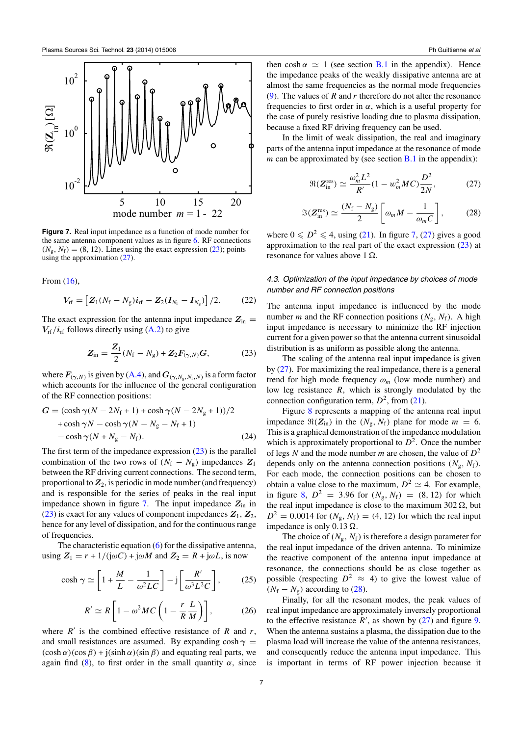**Figure 7.** Real input impedance as a function of mode number for the same antenna component values as in figure 6. RF connections $(N_g, N_f) = (8, 12)$. Lines using the exact expression (23); points using the approximation (27).

From (16),

$$\boldsymbol{V}_{\rm rf} = \left[\boldsymbol{Z}_1(N_f - N_g)\boldsymbol{i}_{\rm rf} - \boldsymbol{Z}_2(\boldsymbol{I}_{N_f} - \boldsymbol{I}_{N_g})\right]/2. \tag{22}$$

The exact expression for the antenna input impedance $\boldsymbol{Z}_{\rm in} = \boldsymbol{V}_{\rm rf}/\boldsymbol{i}_{\rm rf}$ follows directly using (A.2) to give

$$\boldsymbol{Z}_{\rm in} = \frac{\boldsymbol{Z}_1}{2}(N_f - N_g) + \boldsymbol{Z}_2\boldsymbol{F}_{(\gamma,N)}\boldsymbol{G}, \tag{23}$$

where $\boldsymbol{F}_{(\gamma,N)}$ is given by (A.4), and $\boldsymbol{G}_{(\gamma,N_g,N_f,N)}$ is a form factor which accounts for the influence of the general configuration of the RF connection positions:

$$\begin{aligned}\boldsymbol{G} = &(\cosh\gamma(N - 2N_f + 1) + \cosh\gamma(N - 2N_g + 1))/2\\ &+ \cosh\gamma N - \cosh\gamma(N - N_g - N_f + 1)\\ &- \cosh\gamma(N + N_g - N_f).\end{aligned} \tag{24}$$

The first term of the impedance expression (23) is the parallel combination of the two rows of $(N_f - N_g)$ impedances $\boldsymbol{Z}_1$ between the RF driving current connections. The second term, proportional to $\boldsymbol{Z}_2$, is periodic in mode number (and frequency) and is responsible for the series of peaks in the real input impedance shown in figure 7. The input impedance $\boldsymbol{Z}_{\rm in}$ in (23) is exact for any values of component impedances $\boldsymbol{Z}_1$, $\boldsymbol{Z}_2$, hence for any level of dissipation, and for the continuous range of frequencies.

The characteristic equation (6) for the dissipative antenna, using $\boldsymbol{Z}_1 = r + 1/(j\omega C) + j\omega M$ and $\boldsymbol{Z}_2 = R + j\omega L$, is now

$$\cosh\gamma \simeq \left[1 + \frac{M}{L} - \frac{1}{\omega^2 LC}\right] - j\left[\frac{R'}{\omega^3 L^2 C}\right], \tag{25}$$

$$R' \simeq R\left[1 - \omega^2 MC\left(1 - \frac{r}{R}\frac{L}{M}\right)\right], \tag{26}$$

where $R'$ is the combined effective resistance of $R$ and $r$, and small resistances are assumed. By expanding $\cosh\gamma = (\cosh\alpha)(\cos\beta) + j(\sinh\alpha)(\sin\beta)$ and equating real parts, we again find (8), to first order in the small quantity $\alpha$, since then $\cosh\alpha \simeq 1$ (see section B.1 in the appendix). Hence the impedance peaks of the weakly dissipative antenna are at almost the same frequencies as the normal mode frequencies (9). The values of $R$ and $r$ therefore do not alter the resonance frequencies to first order in $\alpha$, which is a useful property for the case of purely resistive loading due to plasma dissipation, because a fixed RF driving frequency can be used.

In the limit of weak dissipation, the real and imaginary parts of the antenna input impedance at the resonance of mode $m$ can be approximated by (see section B.1 in the appendix):

$$\Re(\boldsymbol{Z}_{\rm in}^{\rm res}) \simeq \frac{\omega_m^2 L^2}{R'}(1 - w_m^2 MC)\frac{D^2}{2N}, \tag{27}$$

$$\Im(\boldsymbol{Z}_{\rm in}^{\rm res}) \simeq \frac{(N_f - N_g)}{2}\left[\omega_m M - \frac{1}{\omega_m C}\right], \tag{28}$$

where $0 \leqslant D^2 \leqslant 4$, using (21). In figure 7, (27) gives a good approximation to the real part of the exact expression (23) at resonance for values above 1 Ω.

### 4.3. Optimization of the input impedance by choices of mode number and RF connection positions

The antenna input impedance is influenced by the mode number $m$ and the RF connection positions $(N_g, N_f)$. A high input impedance is necessary to minimize the RF injection current for a given power so that the antenna current sinusoidal distribution is as uniform as possible along the antenna.

The scaling of the antenna real input impedance is given by (27). For maximizing the real impedance, there is a general trend for high mode frequency $\omega_m$ (low mode number) and low leg resistance $R$, which is strongly modulated by the connection configuration term, $D^2$, from (21).

Figure 8 represents a mapping of the antenna real input impedance $\Re(\boldsymbol{Z}_{\rm in})$ in the $(N_g, N_f)$ plane for mode $m = 6$. This is a graphical demonstration of the impedance modulation which is approximately proportional to $D^2$. Once the number of legs $N$ and the mode number $m$ are chosen, the value of $D^2$ depends only on the antenna connection positions $(N_g, N_f)$. For each mode, the connection positions can be chosen to obtain a value close to the maximum, $D^2 \simeq 4$. For example, in figure 8, $D^2 = 3.96$ for $(N_g, N_f) = (8, 12)$ for which the real input impedance is close to the maximum 302 Ω, but $D^2 = 0.0014$ for $(N_g, N_f) = (4, 12)$ for which the real input impedance is only 0.13 Ω.

The choice of $(N_g, N_f)$ is therefore a design parameter for the real input impedance of the driven antenna. To minimize the reactive component of the antenna input impedance at resonance, the connections should be as close together as possible (respecting $D^2 \approx 4$) to give the lowest value of $(N_f - N_g)$ according to (28).

Finally, for all the resonant modes, the peak values of real input impedance are approximately inversely proportional to the effective resistance $R'$, as shown by (27) and figure 9. When the antenna sustains a plasma, the dissipation due to the plasma load will increase the value of the antenna resistances, and consequently reduce the antenna input impedance. This is important in terms of RF power injection because it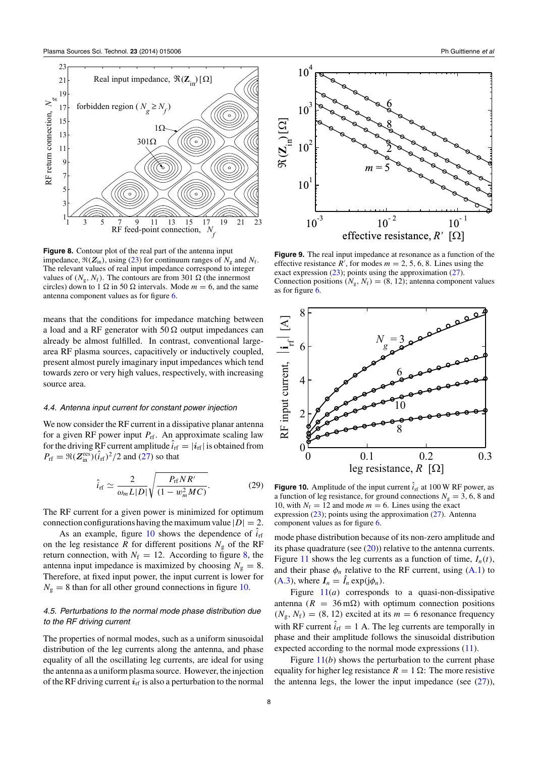**Figure 8.** Contour plot of the real part of the antenna input impedance, $\Re(\boldsymbol{Z}_{\text{in}})$, using (23) for continuum ranges of $N_{\text{g}}$ and $N_{\text{f}}$. The relevant values of real input impedance correspond to integer values of $(N_{\text{g}}, N_{\text{f}})$. The contours are from 301 Ω (the innermost circles) down to 1 Ω in 50 Ω intervals. Mode $m = 6$, and the same antenna component values as for figure 6.

**Figure 9.** The real input impedance at resonance as a function of the effective resistance $R'$, for modes $m = 2, 5, 6, 8$. Lines using the exact expression (23); points using the approximation (27). Connection positions $(N_{\text{g}}, N_{\text{f}}) = (8, 12)$; antenna component values as for figure 6.

means that the conditions for impedance matching between a load and a RF generator with 50 Ω output impedances can already be almost fulfilled. In contrast, conventional large-area RF plasma sources, capacitively or inductively coupled, present almost purely imaginary input impedances which tend towards zero or very high values, respectively, with increasing source area.

#### 4.4. Antenna input current for constant power injection

We now consider the RF current in a dissipative planar antenna for a given RF power input $P_{\text{rf}}$. An approximate scaling law for the driving RF current amplitude $\hat{i}_{\text{rf}} = |\boldsymbol{i}_{\text{rf}}|$ is obtained from $P_{\text{rf}} = \Re(\boldsymbol{Z}^{\text{res}}_{\text{in}})(\hat{i}_{\text{rf}})^2/2$ and (27) so that

$$\hat{i}_{\text{rf}} \simeq \frac{2}{\omega_m L|D|}\sqrt{\frac{P_{\text{rf}} N R'}{(1 - w_m^2 MC)}}. \tag{29}$$

The RF current for a given power is minimized for optimum connection configurations having the maximum value $|D| = 2$.

As an example, figure 10 shows the dependence of $\hat{i}_{\text{rf}}$ on the leg resistance $R$ for different positions $N_{\text{g}}$ of the RF return connection, with $N_{\text{f}} = 12$. According to figure 8, the antenna input impedance is maximized by choosing $N_{\text{g}} = 8$. Therefore, at fixed input power, the input current is lower for $N_{\text{g}} = 8$ than for all other ground connections in figure 10.

**Figure 10.** Amplitude of the input current $\hat{i}_{\text{rf}}$ at 100 W RF power, as a function of leg resistance, for ground connections $N_{\text{g}} = 3, 6, 8$ and 10, with $N_{\text{f}} = 12$ and mode $m = 6$. Lines using the exact expression (23); points using the approximation (27). Antenna component values as for figure 6.

#### 4.5. Perturbations to the normal mode phase distribution due to the RF driving current

The properties of normal modes, such as a uniform sinusoidal distribution of the leg currents along the antenna, and phase equality of all the oscillating leg currents, are ideal for using the antenna as a uniform plasma source. However, the injection of the RF driving current $\boldsymbol{i}_{\text{rf}}$ is also a perturbation to the normal mode phase distribution because of its non-zero amplitude and its phase quadrature (see (20)) relative to the antenna currents. Figure 11 shows the leg currents as a function of time, $I_n(t)$, and their phase $\phi_n$ relative to the RF current, using (A.1) to (A.3), where $\boldsymbol{I}_n = \hat{I}_n \exp(\text{j}\phi_n)$.

Figure 11($a$) corresponds to a quasi-non-dissipative antenna ($R = 36\,\text{m}\Omega$) with optimum connection positions $(N_{\text{g}}, N_{\text{f}}) = (8, 12)$ excited at its $m = 6$ resonance frequency with RF current $\hat{i}_{\text{rf}} = 1$ A. The leg currents are temporally in phase and their amplitude follows the sinusoidal distribution expected according to the normal mode expressions (11).

Figure 11($b$) shows the perturbation to the current phase equality for higher leg resistance $R = 1\,\Omega$: The more resistive the antenna legs, the lower the input impedance (see (27)),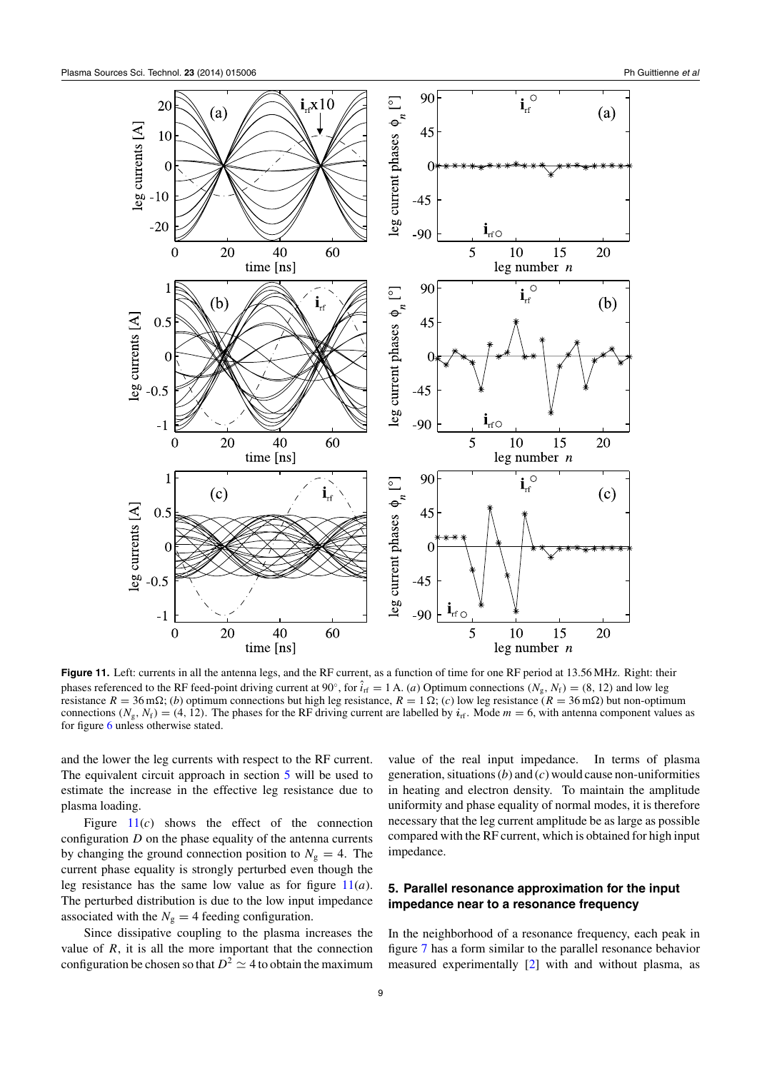**Figure 11.** Left: currents in all the antenna legs, and the RF current, as a function of time for one RF period at 13.56 MHz. Right: their phases referenced to the RF feed-point driving current at 90°, for $\hat{i}_{rf} = 1$ A. (*a*) Optimum connections $(N_g, N_f) = (8, 12)$ and low leg resistance $R = 36\,\text{m}\Omega$; (*b*) optimum connections but high leg resistance, $R = 1\,\Omega$; (*c*) low leg resistance ($R = 36\,\text{m}\Omega$) but non-optimum connections $(N_g, N_f) = (4, 12)$. The phases for the RF driving current are labelled by $\boldsymbol{i}_{rf}$. Mode $m = 6$, with antenna component values as for figure 6 unless otherwise stated.

and the lower the leg currents with respect to the RF current. The equivalent circuit approach in section 5 will be used to estimate the increase in the effective leg resistance due to plasma loading.

Figure 11(*c*) shows the effect of the connection configuration $D$ on the phase equality of the antenna currents by changing the ground connection position to $N_g = 4$. The current phase equality is strongly perturbed even though the leg resistance has the same low value as for figure 11(*a*). The perturbed distribution is due to the low input impedance associated with the $N_g = 4$ feeding configuration.

Since dissipative coupling to the plasma increases the value of $R$, it is all the more important that the connection configuration be chosen so that $D^2 \simeq 4$ to obtain the maximum value of the real input impedance. In terms of plasma generation, situations (*b*) and (*c*) would cause non-uniformities in heating and electron density. To maintain the amplitude uniformity and phase equality of normal modes, it is therefore necessary that the leg current amplitude be as large as possible compared with the RF current, which is obtained for high input impedance.

## 5. Parallel resonance approximation for the input impedance near to a resonance frequency

In the neighborhood of a resonance frequency, each peak in figure 7 has a form similar to the parallel resonance behavior measured experimentally [2] with and without plasma, as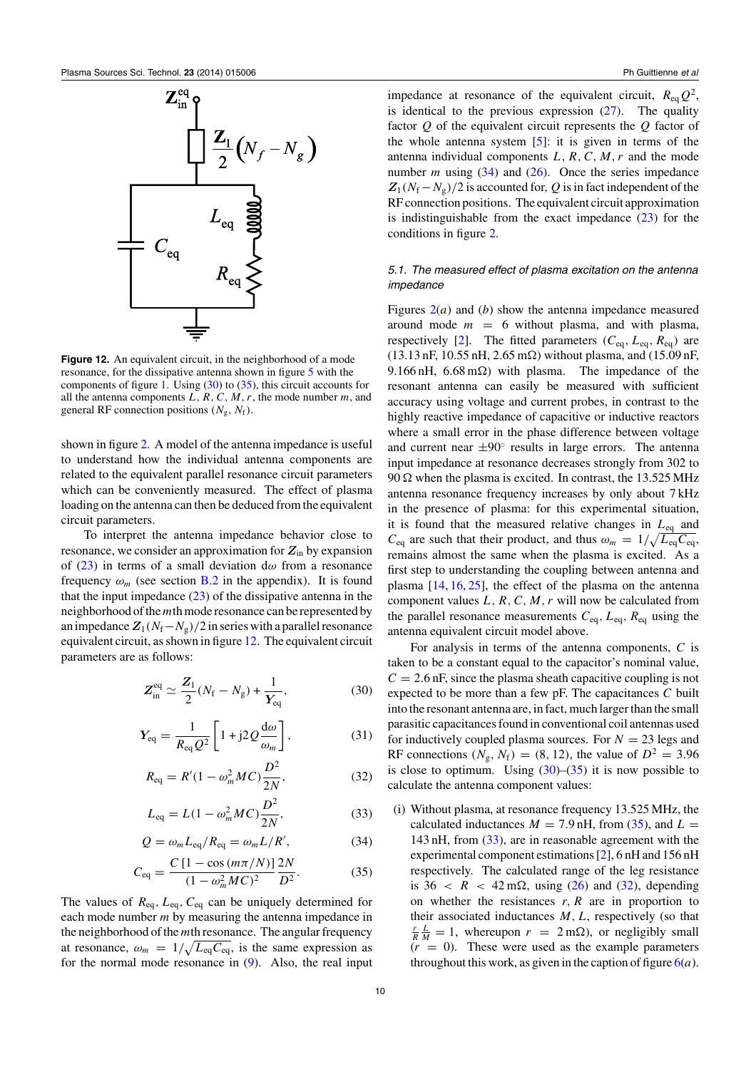**Figure 12.** An equivalent circuit, in the neighborhood of a mode resonance, for the dissipative antenna shown in figure 5 with the components of figure 1. Using (30) to (35), this circuit accounts for all the antenna components $L$, $R$, $C$, $M$, $r$, the mode number $m$, and general RF connection positions $(N_g, N_f)$.

shown in figure 2. A model of the antenna impedance is useful to understand how the individual antenna components are related to the equivalent parallel resonance circuit parameters which can be conveniently measured. The effect of plasma loading on the antenna can then be deduced from the equivalent circuit parameters.

To interpret the antenna impedance behavior close to resonance, we consider an approximation for $\boldsymbol{Z}_{\text{in}}$ by expansion of (23) in terms of a small deviation $\text{d}\omega$ from a resonance frequency $\omega_m$ (see section B.2 in the appendix). It is found that the input impedance (23) of the dissipative antenna in the neighborhood of the $m$th mode resonance can be represented by an impedance $\boldsymbol{Z}_1(N_f - N_g)/2$ in series with a parallel resonance equivalent circuit, as shown in figure 12. The equivalent circuit parameters are as follows:

$$\boldsymbol{Z}_{\text{in}}^{\text{eq}} \simeq \frac{\boldsymbol{Z}_1}{2}(N_f - N_g) + \frac{1}{\boldsymbol{Y}_{\text{eq}}}, \tag{30}$$

$$\boldsymbol{Y}_{\text{eq}} = \frac{1}{R_{\text{eq}} Q^2}\left[1 + \text{j}2Q\frac{\text{d}\omega}{\omega_m}\right], \tag{31}$$

$$R_{\text{eq}} = R'(1 - \omega_m^2 MC)\frac{D^2}{2N}, \tag{32}$$

$$L_{\text{eq}} = L(1 - \omega_m^2 MC)\frac{D^2}{2N}, \tag{33}$$

$$Q = \omega_m L_{\text{eq}}/R_{\text{eq}} = \omega_m L/R', \tag{34}$$

$$C_{\text{eq}} = \frac{C\left[1 - \cos(m\pi/N)\right]}{(1 - \omega_m^2 MC)^2}\frac{2N}{D^2}. \tag{35}$$

The values of $R_{\text{eq}}$, $L_{\text{eq}}$, $C_{\text{eq}}$ can be uniquely determined for each mode number $m$ by measuring the antenna impedance in the neighborhood of the $m$th resonance. The angular frequency at resonance, $\omega_m = 1/\sqrt{L_{\text{eq}} C_{\text{eq}}}$, is the same expression as for the normal mode resonance in (9). Also, the real input impedance at resonance of the equivalent circuit, $R_{\text{eq}} Q^2$, is identical to the previous expression (27). The quality factor $Q$ of the equivalent circuit represents the $Q$ factor of the whole antenna system [5]: it is given in terms of the antenna individual components $L$, $R$, $C$, $M$, $r$ and the mode number $m$ using (34) and (26). Once the series impedance $\boldsymbol{Z}_1(N_f - N_g)/2$ is accounted for, $Q$ is in fact independent of the RF connection positions. The equivalent circuit approximation is indistinguishable from the exact impedance (23) for the conditions in figure 2.

### *5.1. The measured effect of plasma excitation on the antenna impedance*

Figures 2(*a*) and (*b*) show the antenna impedance measured around mode $m = 6$ without plasma, and with plasma, respectively [2]. The fitted parameters $(C_{\text{eq}}, L_{\text{eq}}, R_{\text{eq}})$ are (13.13 nF, 10.55 nH, 2.65 mΩ) without plasma, and (15.09 nF, 9.166 nH, 6.68 mΩ) with plasma. The impedance of the resonant antenna can easily be measured with sufficient accuracy using voltage and current probes, in contrast to the highly reactive impedance of capacitive or inductive reactors where a small error in the phase difference between voltage and current near $\pm 90^\circ$ results in large errors. The antenna input impedance at resonance decreases strongly from 302 to 90 Ω when the plasma is excited. In contrast, the 13.525 MHz antenna resonance frequency increases by only about 7 kHz in the presence of plasma: for this experimental situation, it is found that the measured relative changes in $L_{\text{eq}}$ and $C_{\text{eq}}$ are such that their product, and thus $\omega_m = 1/\sqrt{L_{\text{eq}} C_{\text{eq}}}$, remains almost the same when the plasma is excited. As a first step to understanding the coupling between antenna and plasma [14, 16, 25], the effect of the plasma on the antenna component values $L$, $R$, $C$, $M$, $r$ will now be calculated from the parallel resonance measurements $C_{\text{eq}}$, $L_{\text{eq}}$, $R_{\text{eq}}$ using the antenna equivalent circuit model above.

For analysis in terms of the antenna components, $C$ is taken to be a constant equal to the capacitor's nominal value, $C = 2.6$ nF, since the plasma sheath capacitive coupling is not expected to be more than a few pF. The capacitances $C$ built into the resonant antenna are, in fact, much larger than the small parasitic capacitances found in conventional coil antennas used for inductively coupled plasma sources. For $N = 23$ legs and RF connections $(N_g, N_f) = (8, 12)$, the value of $D^2 = 3.96$ is close to optimum. Using (30)–(35) it is now possible to calculate the antenna component values:

(i) Without plasma, at resonance frequency 13.525 MHz, the calculated inductances $M = 7.9$ nH, from (35), and $L = 143$ nH, from (33), are in reasonable agreement with the experimental component estimations [2], 6 nH and 156 nH respectively. The calculated range of the leg resistance is $36 < R < 42$ mΩ, using (26) and (32), depending on whether the resistances $r$, $R$ are in proportion to their associated inductances $M$, $L$, respectively (so that $\frac{r}{R}\frac{L}{M} = 1$, whereupon $r = 2$ mΩ), or negligibly small ($r = 0$). These were used as the example parameters throughout this work, as given in the caption of figure 6(*a*).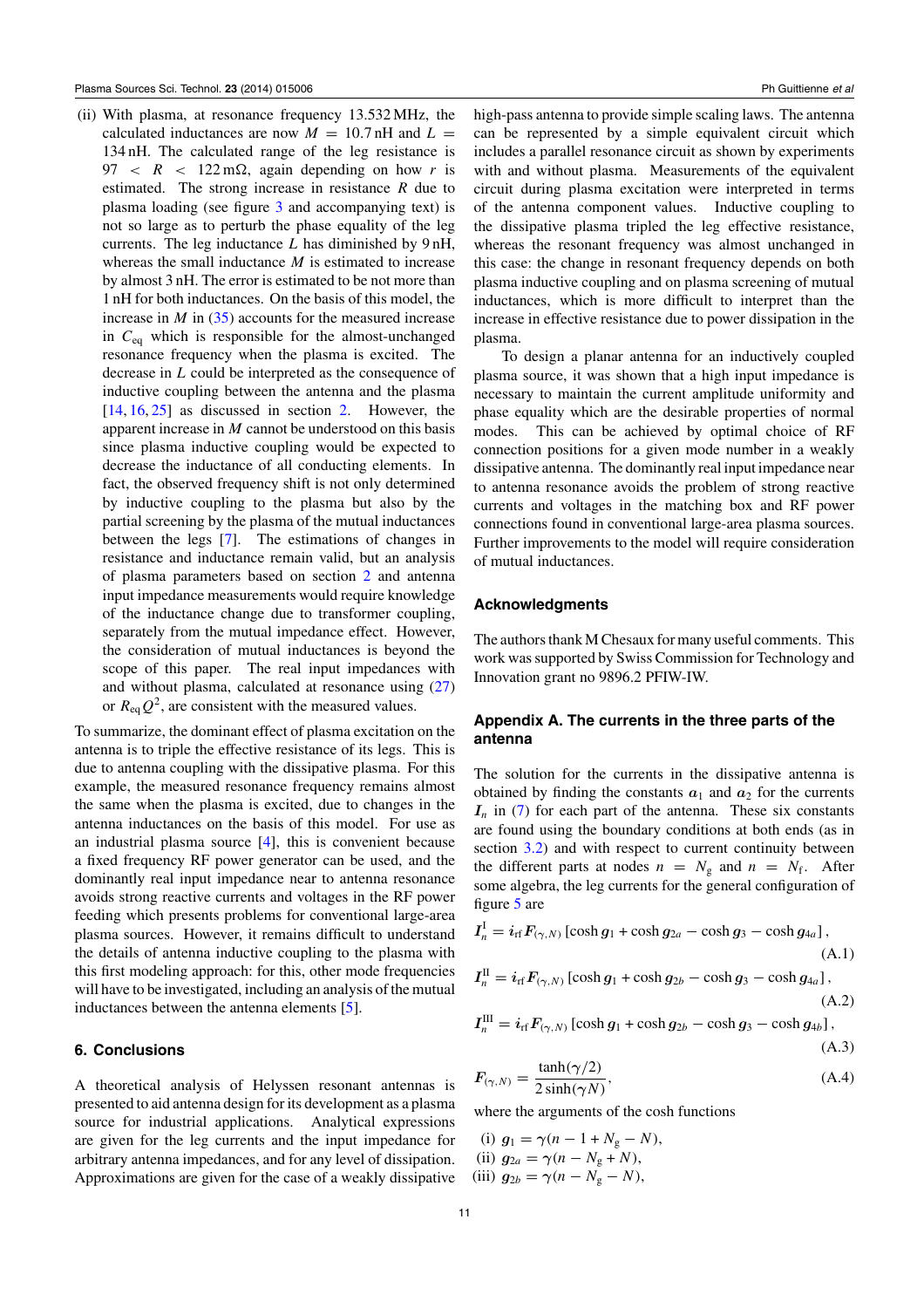(ii) With plasma, at resonance frequency 13.532 MHz, the calculated inductances are now $M = 10.7$ nH and $L = 134$ nH. The calculated range of the leg resistance is $97 < R < 122$ mΩ, again depending on how $r$ is estimated. The strong increase in resistance $R$ due to plasma loading (see figure 3 and accompanying text) is not so large as to perturb the phase equality of the leg currents. The leg inductance $L$ has diminished by 9 nH, whereas the small inductance $M$ is estimated to increase by almost 3 nH. The error is estimated to be not more than 1 nH for both inductances. On the basis of this model, the increase in $M$ in (35) accounts for the measured increase in $C_{\rm eq}$ which is responsible for the almost-unchanged resonance frequency when the plasma is excited. The decrease in $L$ could be interpreted as the consequence of inductive coupling between the antenna and the plasma [14, 16, 25] as discussed in section 2. However, the apparent increase in $M$ cannot be understood on this basis since plasma inductive coupling would be expected to decrease the inductance of all conducting elements. In fact, the observed frequency shift is not only determined by inductive coupling to the plasma but also by the partial screening by the plasma of the mutual inductances between the legs [7]. The estimations of changes in resistance and inductance remain valid, but an analysis of plasma parameters based on section 2 and antenna input impedance measurements would require knowledge of the inductance change due to transformer coupling, separately from the mutual impedance effect. However, the consideration of mutual inductances is beyond the scope of this paper. The real input impedances with and without plasma, calculated at resonance using (27) or $R_{\rm eq}Q^2$, are consistent with the measured values.

To summarize, the dominant effect of plasma excitation on the antenna is to triple the effective resistance of its legs. This is due to antenna coupling with the dissipative plasma. For this example, the measured resonance frequency remains almost the same when the plasma is excited, due to changes in the antenna inductances on the basis of this model. For use as an industrial plasma source [4], this is convenient because a fixed frequency RF power generator can be used, and the dominantly real input impedance near to antenna resonance avoids strong reactive currents and voltages in the RF power feeding which presents problems for conventional large-area plasma sources. However, it remains difficult to understand the details of antenna inductive coupling to the plasma with this first modeling approach: for this, other mode frequencies will have to be investigated, including an analysis of the mutual inductances between the antenna elements [5].

## 6. Conclusions

A theoretical analysis of Helyssen resonant antennas is presented to aid antenna design for its development as a plasma source for industrial applications. Analytical expressions are given for the leg currents and the input impedance for arbitrary antenna impedances, and for any level of dissipation. Approximations are given for the case of a weakly dissipative high-pass antenna to provide simple scaling laws. The antenna can be represented by a simple equivalent circuit which includes a parallel resonance circuit as shown by experiments with and without plasma. Measurements of the equivalent circuit during plasma excitation were interpreted in terms of the antenna component values. Inductive coupling to the dissipative plasma tripled the leg effective resistance, whereas the resonant frequency was almost unchanged in this case: the change in resonant frequency depends on both plasma inductive coupling and on plasma screening of mutual inductances, which is more difficult to interpret than the increase in effective resistance due to power dissipation in the plasma.

To design a planar antenna for an inductively coupled plasma source, it was shown that a high input impedance is necessary to maintain the current amplitude uniformity and phase equality which are the desirable properties of normal modes. This can be achieved by optimal choice of RF connection positions for a given mode number in a weakly dissipative antenna. The dominantly real input impedance near to antenna resonance avoids the problem of strong reactive currents and voltages in the matching box and RF power connections found in conventional large-area plasma sources. Further improvements to the model will require consideration of mutual inductances.

## Acknowledgments

The authors thank M Chesaux for many useful comments. This work was supported by Swiss Commission for Technology and Innovation grant no 9896.2 PFIW-IW.

## Appendix A. The currents in the three parts of the antenna

The solution for the currents in the dissipative antenna is obtained by finding the constants $\boldsymbol{a}_1$ and $\boldsymbol{a}_2$ for the currents $\boldsymbol{I}_n$ in (7) for each part of the antenna. These six constants are found using the boundary conditions at both ends (as in section 3.2) and with respect to current continuity between the different parts at nodes $n = N_{\rm g}$ and $n = N_{\rm f}$. After some algebra, the leg currents for the general configuration of figure 5 are

$$\boldsymbol{I}_n^{\rm I} = \boldsymbol{i}_{\rm rf}\boldsymbol{F}_{(\gamma,N)}\left[\cosh \boldsymbol{g}_1 + \cosh \boldsymbol{g}_{2a} - \cosh \boldsymbol{g}_3 - \cosh \boldsymbol{g}_{4a}\right], \tag{A.1}$$

$$\boldsymbol{I}_n^{\rm II} = \boldsymbol{i}_{\rm rf}\boldsymbol{F}_{(\gamma,N)}\left[\cosh \boldsymbol{g}_1 + \cosh \boldsymbol{g}_{2b} - \cosh \boldsymbol{g}_3 - \cosh \boldsymbol{g}_{4a}\right], \tag{A.2}$$

$$\boldsymbol{I}_n^{\rm III} = \boldsymbol{i}_{\rm rf}\boldsymbol{F}_{(\gamma,N)}\left[\cosh \boldsymbol{g}_1 + \cosh \boldsymbol{g}_{2b} - \cosh \boldsymbol{g}_3 - \cosh \boldsymbol{g}_{4b}\right], \tag{A.3}$$

$$\boldsymbol{F}_{(\gamma,N)} = \frac{\tanh(\gamma/2)}{2\sinh(\gamma N)}, \tag{A.4}$$

where the arguments of the cosh functions

(i) $\boldsymbol{g}_1 = \gamma(n - 1 + N_{\rm g} - N)$,
(ii) $\boldsymbol{g}_{2a} = \gamma(n - N_{\rm g} + N)$,
(iii) $\boldsymbol{g}_{2b} = \gamma(n - N_{\rm g} - N)$,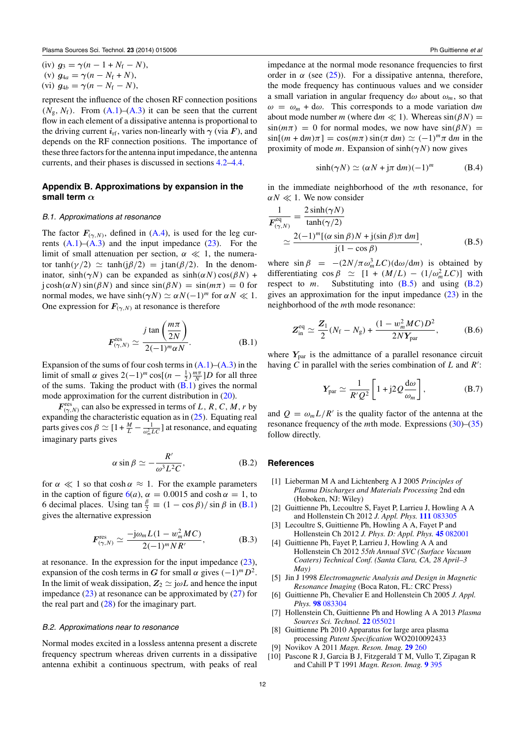(iv) $\boldsymbol{g}_3 = \gamma(n - 1 + N_\mathrm{f} - N)$,
(v) $\boldsymbol{g}_{4a} = \gamma(n - N_\mathrm{f} + N)$,
(vi) $\boldsymbol{g}_{4b} = \gamma(n - N_\mathrm{f} - N)$,

represent the influence of the chosen RF connection positions ($N_\mathrm{g}, N_\mathrm{f}$). From (A.1)–(A.3) it can be seen that the current flow in each element of a dissipative antenna is proportional to the driving current $\boldsymbol{i}_\mathrm{rf}$, varies non-linearly with $\gamma$ (via $\boldsymbol{F}$), and depends on the RF connection positions. The importance of these three factors for the antenna input impedance, the antenna currents, and their phases is discussed in sections 4.2–4.4.

## Appendix B. Approximations by expansion in the small term $\alpha$

### B.1. Approximations at resonance

The factor $\boldsymbol{F}_{(\gamma,N)}$, defined in (A.4), is used for the leg currents (A.1)–(A.3) and the input impedance (23). For the limit of small attenuation per section, $\alpha \ll 1$, the numerator $\tanh(\gamma/2) \simeq \tanh(\mathrm{j}\beta/2) = \mathrm{j}\tan(\beta/2)$. In the denominator, $\sinh(\gamma N)$ can be expanded as $\sinh(\alpha N)\cos(\beta N) + \mathrm{j}\cosh(\alpha N)\sin(\beta N)$ and since $\sin(\beta N) = \sin(m\pi) = 0$ for normal modes, we have $\sinh(\gamma N) \simeq \alpha N(-1)^m$ for $\alpha N \ll 1$. One expression for $\boldsymbol{F}_{(\gamma,N)}$ at resonance is therefore

$$\boldsymbol{F}^{\mathrm{res}}_{(\gamma,N)} \simeq \frac{j\tan\left(\dfrac{m\pi}{2N}\right)}{2(-1)^m \alpha N}. \tag{B.1}$$

Expansion of the sums of four cosh terms in (A.1)–(A.3) in the limit of small $\alpha$ gives $2(-1)^m\cos[(n-\frac{1}{2})\frac{m\pi}{N}]D$ for all three of the sums. Taking the product with (B.1) gives the normal mode approximation for the current distribution in (20).

$\boldsymbol{F}^{\mathrm{res}}_{(\gamma,N)}$ can also be expressed in terms of $L$, $R$, $C$, $M$, $r$ by expanding the characteristic equation as in (25). Equating real parts gives $\cos\beta \simeq [1 + \frac{M}{L} - \frac{1}{\omega_m^2 LC}]$ at resonance, and equating imaginary parts gives

$$\alpha \sin\beta \simeq -\frac{R'}{\omega^3 L^2 C}, \tag{B.2}$$

for $\alpha \ll 1$ so that $\cosh\alpha \approx 1$. For the example parameters in the caption of figure 6(a), $\alpha = 0.0015$ and $\cosh\alpha = 1$, to 6 decimal places. Using $\tan\frac{\beta}{2} \equiv (1-\cos\beta)/\sin\beta$ in (B.1) gives the alternative expression

$$\boldsymbol{F}^{\mathrm{res}}_{(\gamma,N)} \simeq \frac{-\mathrm{j}\omega_m L(1 - w_m^2 MC)}{2(-1)^m N R'}, \tag{B.3}$$

at resonance. In the expression for the input impedance (23), expansion of the cosh terms in $\boldsymbol{G}$ for small $\alpha$ gives $(-1)^m D^2$. In the limit of weak dissipation, $\boldsymbol{Z}_2 \simeq \mathrm{j}\omega L$ and hence the input impedance (23) at resonance can be approximated by (27) for the real part and (28) for the imaginary part.

### B.2. Approximations near to resonance

Normal modes excited in a lossless antenna present a discrete frequency spectrum whereas driven currents in a dissipative antenna exhibit a continuous spectrum, with peaks of real impedance at the normal mode resonance frequencies to first order in $\alpha$ (see (25)). For a dissipative antenna, therefore, the mode frequency has continuous values and we consider a small variation in angular frequency $\mathrm{d}\omega$ about $\omega_m$, so that $\omega = \omega_m + \mathrm{d}\omega$. This corresponds to a mode variation $\mathrm{d}m$ about mode number $m$ (where $\mathrm{d}m \ll 1$). Whereas $\sin(\beta N) = \sin(m\pi) = 0$ for normal modes, we now have $\sin(\beta N) = \sin[(m + \mathrm{d}m)\pi] = \cos(m\pi)\sin(\pi\,\mathrm{d}m) \simeq (-1)^m\pi\,\mathrm{d}m$ in the proximity of mode $m$. Expansion of $\sinh(\gamma N)$ now gives

$$\sinh(\gamma N) \simeq (\alpha N + \mathrm{j}\pi\,\mathrm{d}m)(-1)^m \tag{B.4}$$

in the immediate neighborhood of the $m$th resonance, for $\alpha N \ll 1$. We now consider

$$\frac{1}{\boldsymbol{F}^{\mathrm{eq}}_{(\gamma,N)}} = \frac{2\sinh(\gamma N)}{\tanh(\gamma/2)} \simeq \frac{2(-1)^m[(\alpha\sin\beta)N + \mathrm{j}(\sin\beta)\pi\,\mathrm{d}m]}{\mathrm{j}(1-\cos\beta)}, \tag{B.5}$$

where $\sin\beta = -(2N/\pi\omega_m^3 LC)(\mathrm{d}\omega/\mathrm{d}m)$ is obtained by differentiating $\cos\beta \simeq [1 + (M/L) - (1/\omega_m^2 LC)]$ with respect to $m$. Substituting into (B.5) and using (B.2) gives an approximation for the input impedance (23) in the neighborhood of the $m$th mode resonance:

$$\boldsymbol{Z}^{\mathrm{eq}}_{\mathrm{in}} \simeq \frac{\boldsymbol{Z}_1}{2}(N_\mathrm{f} - N_\mathrm{g}) + \frac{(1 - w_m^2 MC)D^2}{2N\boldsymbol{Y}_{\mathrm{par}}}, \tag{B.6}$$

where $\boldsymbol{Y}_{\mathrm{par}}$ is the admittance of a parallel resonance circuit having $C$ in parallel with the series combination of $L$ and $R'$:

$$\boldsymbol{Y}_{\mathrm{par}} \simeq \frac{1}{R'Q^2}\left[1 + \mathrm{j}2Q\frac{\mathrm{d}\omega}{\omega_m}\right], \tag{B.7}$$

and $Q = \omega_m L/R'$ is the quality factor of the antenna at the resonance frequency of the $m$th mode. Expressions (30)–(35) follow directly.

## References

[1] Lieberman M A and Lichtenberg A J 2005 *Principles of Plasma Discharges and Materials Processing* 2nd edn (Hoboken, NJ: Wiley)

[2] Guittienne Ph, Lecoultre S, Fayet P, Larrieu J, Howling A A and Hollenstein Ch 2012 *J. Appl. Phys.* **111** 083305

[3] Lecoultre S, Guittienne Ph, Howling A A, Fayet P and Hollenstein Ch 2012 *J. Phys. D: Appl. Phys.* **45** 082001

[4] Guittienne Ph, Fayet P, Larrieu J, Howling A A and Hollenstein Ch 2012 *55th Annual SVC (Surface Vacuum Coaters) Technical Conf. (Santa Clara, CA, 28 April–3 May)*

[5] Jin J 1998 *Electromagnetic Analysis and Design in Magnetic Resonance Imaging* (Boca Raton, FL: CRC Press)

[6] Guittienne Ph, Chevalier E and Hollenstein Ch 2005 *J. Appl. Phys.* **98** 083304

[7] Hollenstein Ch, Guittienne Ph and Howling A A 2013 *Plasma Sources Sci. Technol.* **22** 055021

[8] Guittienne Ph 2010 Apparatus for large area plasma processing *Patent Specification* WO2010092433

[9] Novikov A 2011 *Magn. Reson. Imag.* **29** 260

[10] Pascone R J, Garcia B J, Fitzgerald T M, Vullo T, Zipagan R and Cahill P T 1991 *Magn. Reson. Imag.* **9** 395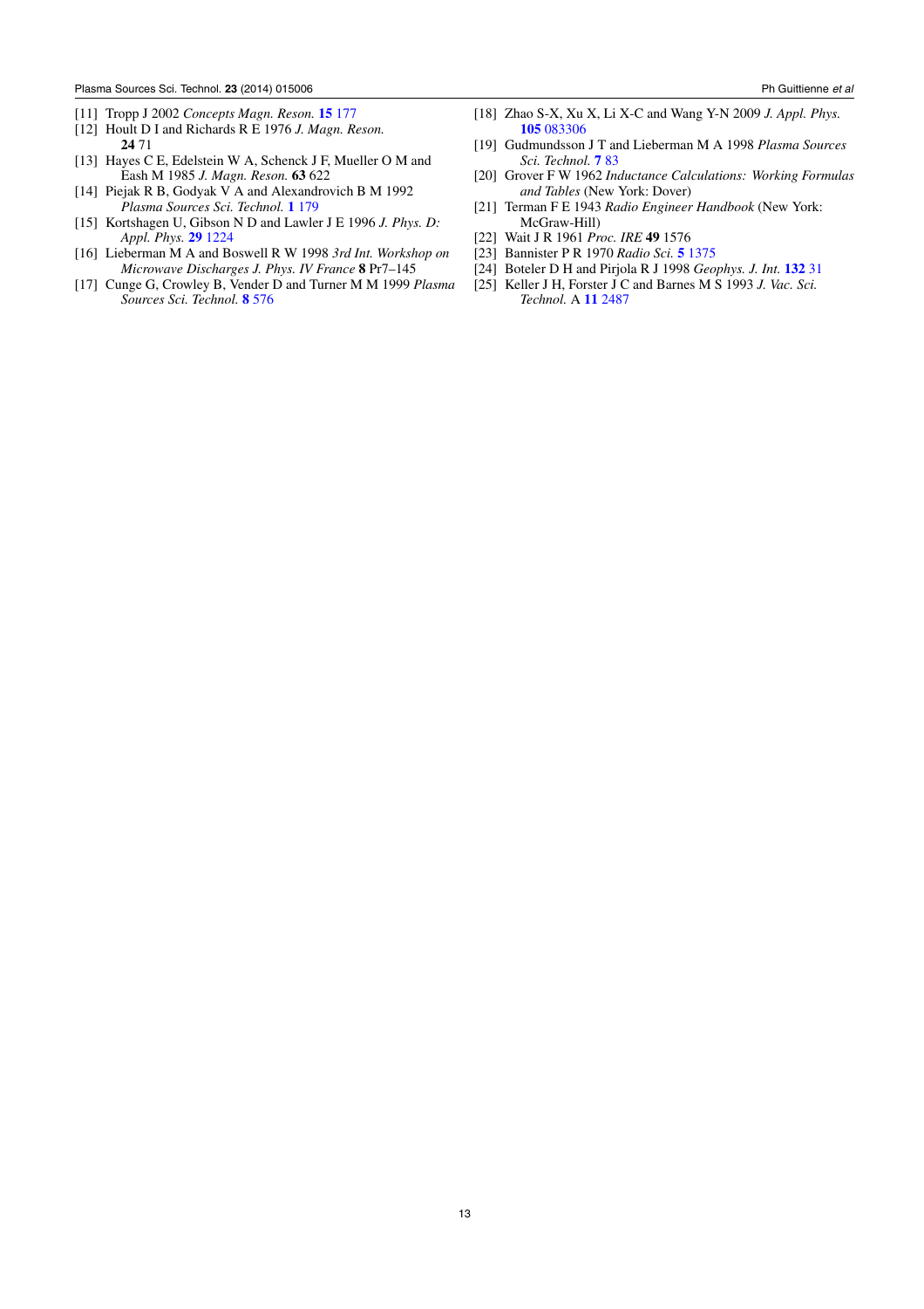[11] Tropp J 2002 *Concepts Magn. Reson.* **15** 177

[12] Hoult D I and Richards R E 1976 *J. Magn. Reson.* **24** 71

[13] Hayes C E, Edelstein W A, Schenck J F, Mueller O M and Eash M 1985 *J. Magn. Reson.* **63** 622

[14] Piejak R B, Godyak V A and Alexandrovich B M 1992 *Plasma Sources Sci. Technol.* **1** 179

[15] Kortshagen U, Gibson N D and Lawler J E 1996 *J. Phys. D: Appl. Phys.* **29** 1224

[16] Lieberman M A and Boswell R W 1998 *3rd Int. Workshop on Microwave Discharges J. Phys. IV France* **8** Pr7–145

[17] Cunge G, Crowley B, Vender D and Turner M M 1999 *Plasma Sources Sci. Technol.* **8** 576

[18] Zhao S-X, Xu X, Li X-C and Wang Y-N 2009 *J. Appl. Phys.* **105** 083306

[19] Gudmundsson J T and Lieberman M A 1998 *Plasma Sources Sci. Technol.* **7** 83

[20] Grover F W 1962 *Inductance Calculations: Working Formulas and Tables* (New York: Dover)

[21] Terman F E 1943 *Radio Engineer Handbook* (New York: McGraw-Hill)

[22] Wait J R 1961 *Proc. IRE* **49** 1576

[23] Bannister P R 1970 *Radio Sci.* **5** 1375

[24] Boteler D H and Pirjola R J 1998 *Geophys. J. Int.* **132** 31

[25] Keller J H, Forster J C and Barnes M S 1993 *J. Vac. Sci. Technol.* A **11** 2487